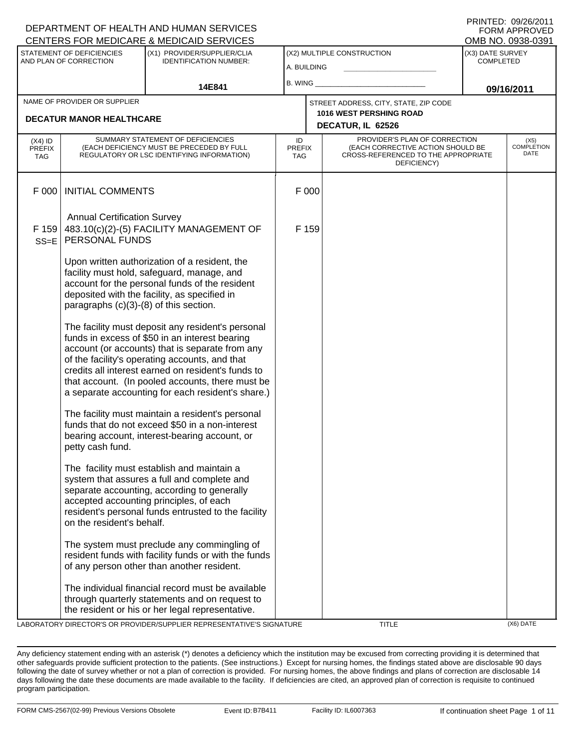DEPARTMENT OF HEALTH AND HUMAN SERVICES
CENTERS FOR MEDICARE & MEDICAID SERVICES

PRINTED: 09/26/2011
FORM APPROVED
OMB NO. 0938-0391

| STATEMENT OF DEFICIENCIES AND PLAN OF CORRECTION | (X1) PROVIDER/SUPPLIER/CLIA IDENTIFICATION NUMBER: | (X2) MULTIPLE CONSTRUCTION | (X3) DATE SURVEY COMPLETED |
|---|---|---|---|
| | 14E841 | A. BUILDING ______ B. WING ______ | 09/16/2011 |

| NAME OF PROVIDER OR SUPPLIER | STREET ADDRESS, CITY, STATE, ZIP CODE |
|---|---|
| DECATUR MANOR HEALTHCARE | 1016 WEST PERSHING ROAD DECATUR, IL 62526 |

| (X4) ID PREFIX TAG | SUMMARY STATEMENT OF DEFICIENCIES (EACH DEFICIENCY MUST BE PRECEDED BY FULL REGULATORY OR LSC IDENTIFYING INFORMATION) | ID PREFIX TAG | PROVIDER'S PLAN OF CORRECTION (EACH CORRECTIVE ACTION SHOULD BE CROSS-REFERENCED TO THE APPROPRIATE DEFICIENCY) | (X5) COMPLETION DATE |
|---|---|---|---|---|
| F 000 | INITIAL COMMENTS | F 000 | | |
| | Annual Certification Survey | | | |
| F 159 SS=E | 483.10(c)(2)-(5) FACILITY MANAGEMENT OF PERSONAL FUNDS | F 159 | | |
| | Upon written authorization of a resident, the facility must hold, safeguard, manage, and account for the personal funds of the resident deposited with the facility, as specified in paragraphs (c)(3)-(8) of this section. | | | |
| | The facility must deposit any resident's personal funds in excess of $50 in an interest bearing account (or accounts) that is separate from any of the facility's operating accounts, and that credits all interest earned on resident's funds to that account. (In pooled accounts, there must be a separate accounting for each resident's share.) | | | |
| | The facility must maintain a resident's personal funds that do not exceed $50 in a non-interest bearing account, interest-bearing account, or petty cash fund. | | | |
| | The facility must establish and maintain a system that assures a full and complete and separate accounting, according to generally accepted accounting principles, of each resident's personal funds entrusted to the facility on the resident's behalf. | | | |
| | The system must preclude any commingling of resident funds with facility funds or with the funds of any person other than another resident. | | | |
| | The individual financial record must be available through quarterly statements and on request to the resident or his or her legal representative. | | | |

LABORATORY DIRECTOR'S OR PROVIDER/SUPPLIER REPRESENTATIVE'S SIGNATURE | TITLE | (X6) DATE

Any deficiency statement ending with an asterisk (*) denotes a deficiency which the institution may be excused from correcting providing it is determined that other safeguards provide sufficient protection to the patients. (See instructions.) Except for nursing homes, the findings stated above are disclosable 90 days following the date of survey whether or not a plan of correction is provided. For nursing homes, the above findings and plans of correction are disclosable 14 days following the date these documents are made available to the facility. If deficiencies are cited, an approved plan of correction is requisite to continued program participation.

FORM CMS-2567(02-99) Previous Versions Obsolete | Event ID: B7B411 | Facility ID: IL6007363 | If continuation sheet Page 1 of 11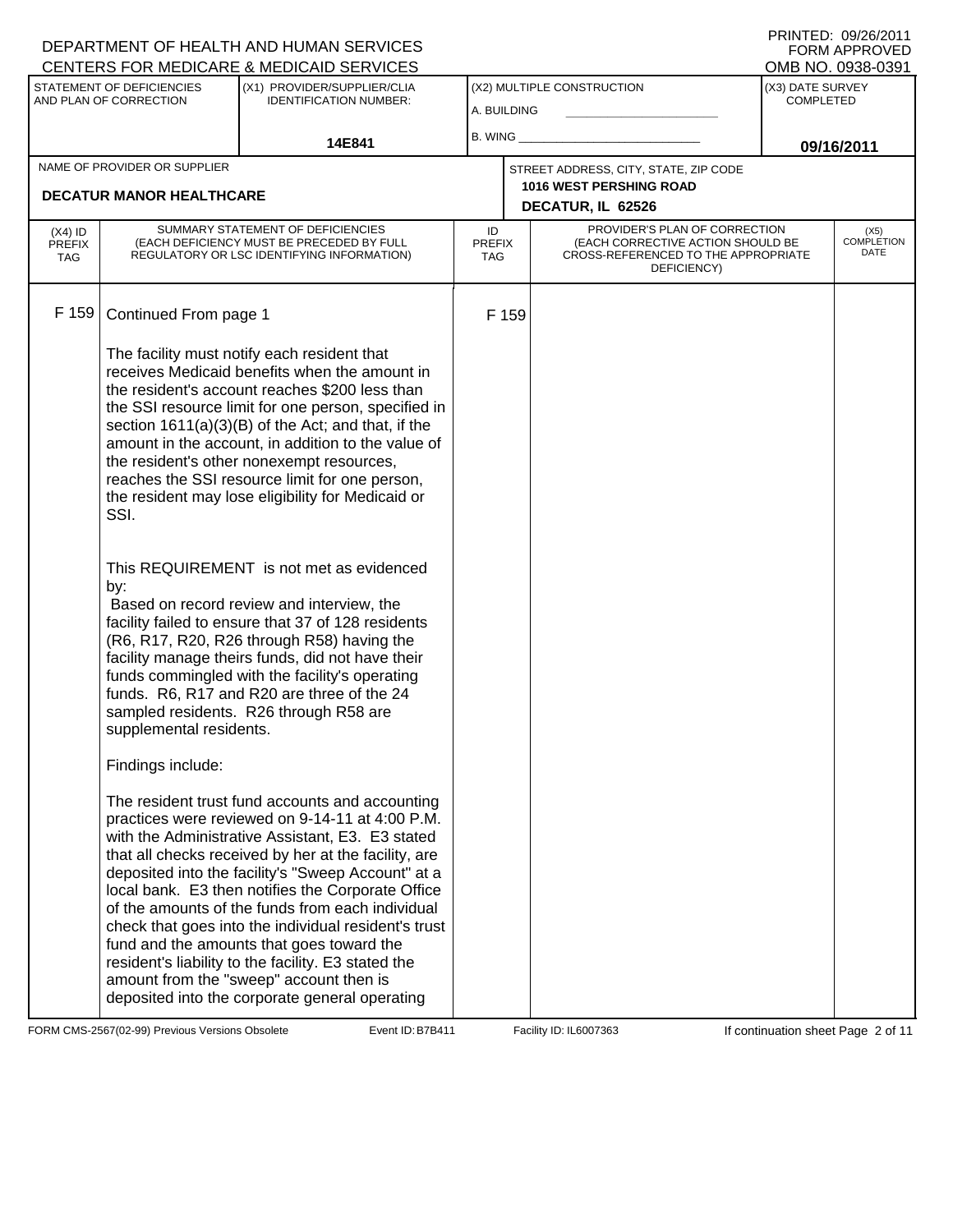DEPARTMENT OF HEALTH AND HUMAN SERVICES
CENTERS FOR MEDICARE & MEDICAID SERVICES

PRINTED: 09/26/2011
FORM APPROVED
OMB NO. 0938-0391

| STATEMENT OF DEFICIENCIES AND PLAN OF CORRECTION | (X1) PROVIDER/SUPPLIER/CLIA IDENTIFICATION NUMBER: | (X2) MULTIPLE CONSTRUCTION | (X3) DATE SURVEY COMPLETED |
|---|---|---|---|
| | 14E841 | A. BUILDING<br>B. WING | 09/16/2011 |

| NAME OF PROVIDER OR SUPPLIER | STREET ADDRESS, CITY, STATE, ZIP CODE |
|---|---|
| DECATUR MANOR HEALTHCARE | 1016 WEST PERSHING ROAD<br>DECATUR, IL 62526 |

| (X4) ID PREFIX TAG | SUMMARY STATEMENT OF DEFICIENCIES (EACH DEFICIENCY MUST BE PRECEDED BY FULL REGULATORY OR LSC IDENTIFYING INFORMATION) | ID PREFIX TAG | PROVIDER'S PLAN OF CORRECTION (EACH CORRECTIVE ACTION SHOULD BE CROSS-REFERENCED TO THE APPROPRIATE DEFICIENCY) | (X5) COMPLETION DATE |
|---|---|---|---|---|
| F 159 | Continued From page 1 | F 159 | | |

The facility must notify each resident that receives Medicaid benefits when the amount in the resident's account reaches $200 less than the SSI resource limit for one person, specified in section 1611(a)(3)(B) of the Act; and that, if the amount in the account, in addition to the value of the resident's other nonexempt resources, reaches the SSI resource limit for one person, the resident may lose eligibility for Medicaid or SSI.

This REQUIREMENT is not met as evidenced by:
Based on record review and interview, the facility failed to ensure that 37 of 128 residents (R6, R17, R20, R26 through R58) having the facility manage theirs funds, did not have their funds commingled with the facility's operating funds. R6, R17 and R20 are three of the 24 sampled residents. R26 through R58 are supplemental residents.

Findings include:

The resident trust fund accounts and accounting practices were reviewed on 9-14-11 at 4:00 P.M. with the Administrative Assistant, E3. E3 stated that all checks received by her at the facility, are deposited into the facility's "Sweep Account" at a local bank. E3 then notifies the Corporate Office of the amounts of the funds from each individual check that goes into the individual resident's trust fund and the amounts that goes toward the resident's liability to the facility. E3 stated the amount from the "sweep" account then is deposited into the corporate general operating

FORM CMS-2567(02-99) Previous Versions Obsolete Event ID: B7B411 Facility ID: IL6007363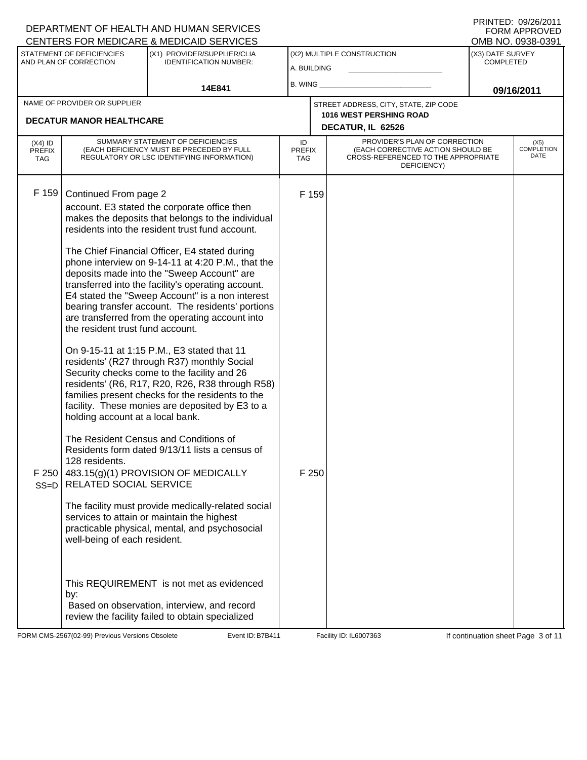DEPARTMENT OF HEALTH AND HUMAN SERVICES
CENTERS FOR MEDICARE & MEDICAID SERVICES

PRINTED: 09/26/2011
FORM APPROVED
OMB NO. 0938-0391

| STATEMENT OF DEFICIENCIES AND PLAN OF CORRECTION | (X1) PROVIDER/SUPPLIER/CLIA IDENTIFICATION NUMBER: | (X2) MULTIPLE CONSTRUCTION | (X3) DATE SURVEY COMPLETED |
|---|---|---|---|
| | 14E841 | A. BUILDING ______ B. WING ______ | 09/16/2011 |

| NAME OF PROVIDER OR SUPPLIER | STREET ADDRESS, CITY, STATE, ZIP CODE |
|---|---|
| DECATUR MANOR HEALTHCARE | 1016 WEST PERSHING ROAD DECATUR, IL 62526 |

| (X4) ID PREFIX TAG | SUMMARY STATEMENT OF DEFICIENCIES (EACH DEFICIENCY MUST BE PRECEDED BY FULL REGULATORY OR LSC IDENTIFYING INFORMATION) | ID PREFIX TAG | PROVIDER'S PLAN OF CORRECTION (EACH CORRECTIVE ACTION SHOULD BE CROSS-REFERENCED TO THE APPROPRIATE DEFICIENCY) | (X5) COMPLETION DATE |
|---|---|---|---|---|
| F 159 | Continued From page 2<br>account. E3 stated the corporate office then makes the deposits that belongs to the individual residents into the resident trust fund account.<br><br>The Chief Financial Officer, E4 stated during phone interview on 9-14-11 at 4:20 P.M., that the deposits made into the "Sweep Account" are transferred into the facility's operating account. E4 stated the "Sweep Account" is a non interest bearing transfer account. The residents' portions are transferred from the operating account into the resident trust fund account.<br><br>On 9-15-11 at 1:15 P.M., E3 stated that 11 residents' (R27 through R37) monthly Social Security checks come to the facility and 26 residents' (R6, R17, R20, R26, R38 through R58) families present checks for the residents to the facility. These monies are deposited by E3 to a holding account at a local bank.<br><br>The Resident Census and Conditions of Residents form dated 9/13/11 lists a census of 128 residents. | F 159 | | |
| F 250 SS=D | 483.15(g)(1) PROVISION OF MEDICALLY RELATED SOCIAL SERVICE<br><br>The facility must provide medically-related social services to attain or maintain the highest practicable physical, mental, and psychosocial well-being of each resident.<br><br>This REQUIREMENT is not met as evidenced by:<br>Based on observation, interview, and record review the facility failed to obtain specialized | F 250 | | |

FORM CMS-2567(02-99) Previous Versions Obsolete Event ID: B7B411 Facility ID: IL6007363 If continuation sheet Page 3 of 11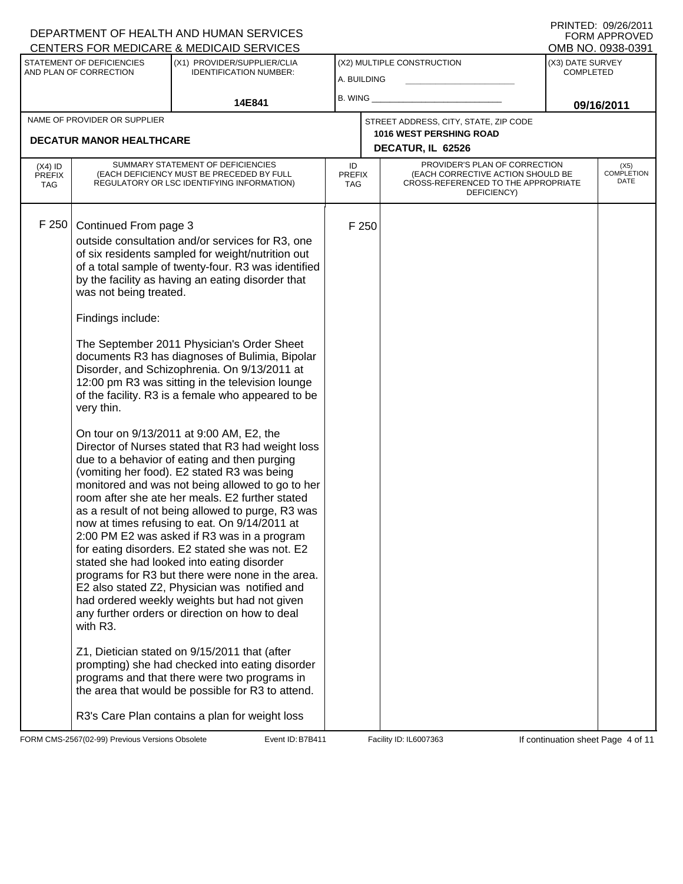DEPARTMENT OF HEALTH AND HUMAN SERVICES
CENTERS FOR MEDICARE & MEDICAID SERVICES

PRINTED: 09/26/2011
FORM APPROVED
OMB NO. 0938-0391

| STATEMENT OF DEFICIENCIES AND PLAN OF CORRECTION | (X1) PROVIDER/SUPPLIER/CLIA IDENTIFICATION NUMBER: | (X2) MULTIPLE CONSTRUCTION | (X3) DATE SURVEY COMPLETED |
|---|---|---|---|
| | 14E841 | A. BUILDING<br>B. WING | 09/16/2011 |

| NAME OF PROVIDER OR SUPPLIER | STREET ADDRESS, CITY, STATE, ZIP CODE |
|---|---|
| DECATUR MANOR HEALTHCARE | 1016 WEST PERSHING ROAD<br>DECATUR, IL 62526 |

| (X4) ID PREFIX TAG | SUMMARY STATEMENT OF DEFICIENCIES (EACH DEFICIENCY MUST BE PRECEDED BY FULL REGULATORY OR LSC IDENTIFYING INFORMATION) | ID PREFIX TAG | PROVIDER'S PLAN OF CORRECTION (EACH CORRECTIVE ACTION SHOULD BE CROSS-REFERENCED TO THE APPROPRIATE DEFICIENCY) | (X5) COMPLETION DATE |
|---|---|---|---|---|
| F 250 | Continued From page 3<br>outside consultation and/or services for R3, one of six residents sampled for weight/nutrition out of a total sample of twenty-four. R3 was identified by the facility as having an eating disorder that was not being treated.<br><br>Findings include:<br><br>The September 2011 Physician's Order Sheet documents R3 has diagnoses of Bulimia, Bipolar Disorder, and Schizophrenia. On 9/13/2011 at 12:00 pm R3 was sitting in the television lounge of the facility. R3 is a female who appeared to be very thin.<br><br>On tour on 9/13/2011 at 9:00 AM, E2, the Director of Nurses stated that R3 had weight loss due to a behavior of eating and then purging (vomiting her food). E2 stated R3 was being monitored and was not being allowed to go to her room after she ate her meals. E2 further stated as a result of not being allowed to purge, R3 was now at times refusing to eat. On 9/14/2011 at 2:00 PM E2 was asked if R3 was in a program for eating disorders. E2 stated she was not. E2 stated she had looked into eating disorder programs for R3 but there were none in the area. E2 also stated Z2, Physician was notified and had ordered weekly weights but had not given any further orders or direction on how to deal with R3.<br><br>Z1, Dietician stated on 9/15/2011 that (after prompting) she had checked into eating disorder programs and that there were two programs in the area that would be possible for R3 to attend.<br><br>R3's Care Plan contains a plan for weight loss | F 250 | | |

FORM CMS-2567(02-99) Previous Versions Obsolete Event ID: B7B411 Facility ID: IL6007363 If continuation sheet Page 4 of 11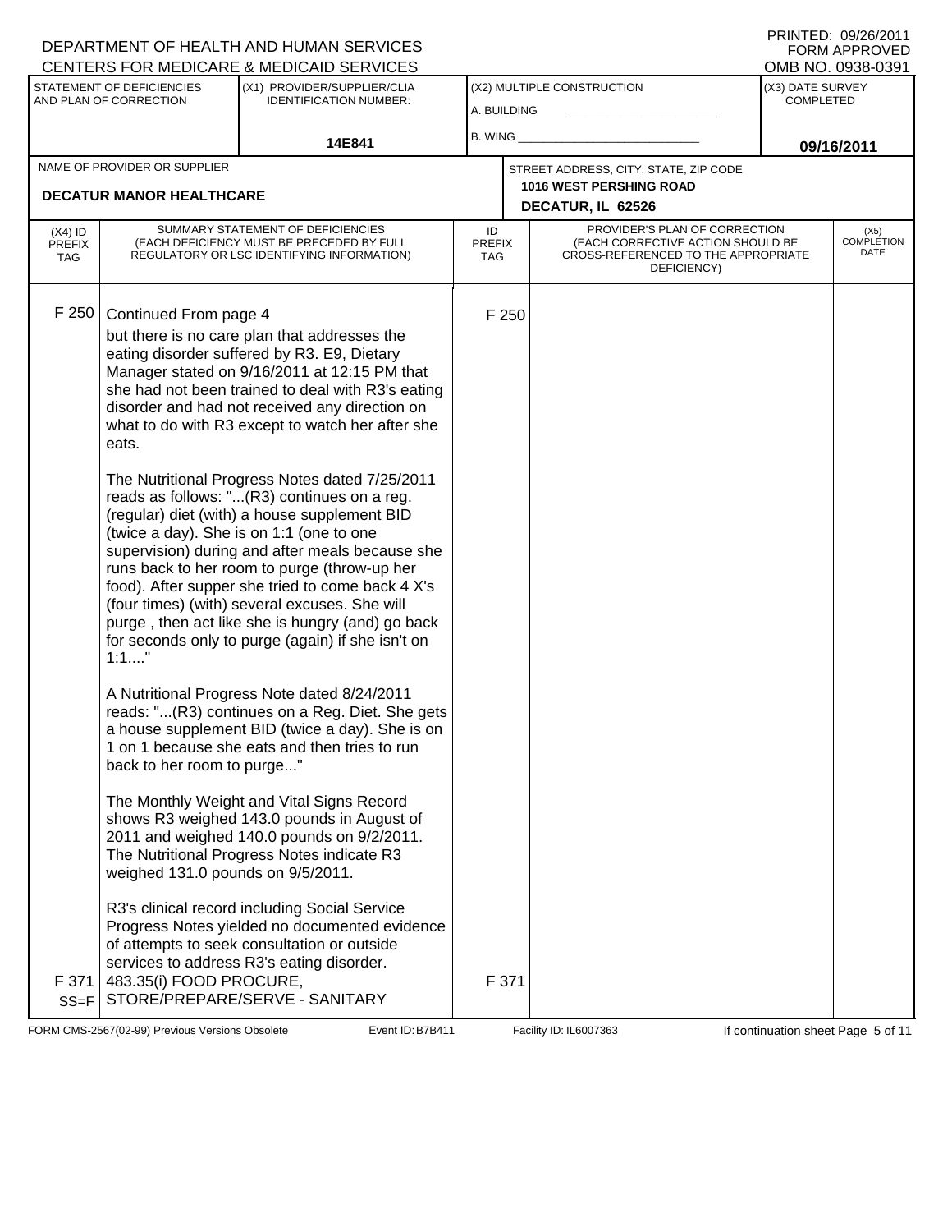DEPARTMENT OF HEALTH AND HUMAN SERVICES
CENTERS FOR MEDICARE & MEDICAID SERVICES

PRINTED: 09/26/2011
FORM APPROVED
OMB NO. 0938-0391

| STATEMENT OF DEFICIENCIES AND PLAN OF CORRECTION | (X1) PROVIDER/SUPPLIER/CLIA IDENTIFICATION NUMBER: | (X2) MULTIPLE CONSTRUCTION | (X3) DATE SURVEY COMPLETED |
|---|---|---|---|
| | 14E841 | A. BUILDING ___ B. WING ___ | 09/16/2011 |

| NAME OF PROVIDER OR SUPPLIER | STREET ADDRESS, CITY, STATE, ZIP CODE |
|---|---|
| DECATUR MANOR HEALTHCARE | 1016 WEST PERSHING ROAD DECATUR, IL 62526 |

| (X4) ID PREFIX TAG | SUMMARY STATEMENT OF DEFICIENCIES (EACH DEFICIENCY MUST BE PRECEDED BY FULL REGULATORY OR LSC IDENTIFYING INFORMATION) | ID PREFIX TAG | PROVIDER'S PLAN OF CORRECTION (EACH CORRECTIVE ACTION SHOULD BE CROSS-REFERENCED TO THE APPROPRIATE DEFICIENCY) | (X5) COMPLETION DATE |
|---|---|---|---|---|
| F 250 | Continued From page 4<br>but there is no care plan that addresses the eating disorder suffered by R3. E9, Dietary Manager stated on 9/16/2011 at 12:15 PM that she had not been trained to deal with R3's eating disorder and had not received any direction on what to do with R3 except to watch her after she eats.<br><br>The Nutritional Progress Notes dated 7/25/2011 reads as follows: "...(R3) continues on a reg. (regular) diet (with) a house supplement BID (twice a day). She is on 1:1 (one to one supervision) during and after meals because she runs back to her room to purge (throw-up her food). After supper she tried to come back 4 X's (four times) (with) several excuses. She will purge , then act like she is hungry (and) go back for seconds only to purge (again) if she isn't on 1:1...."<br><br>A Nutritional Progress Note dated 8/24/2011 reads: "...(R3) continues on a Reg. Diet. She gets a house supplement BID (twice a day). She is on 1 on 1 because she eats and then tries to run back to her room to purge..."<br><br>The Monthly Weight and Vital Signs Record shows R3 weighed 143.0 pounds in August of 2011 and weighed 140.0 pounds on 9/2/2011. The Nutritional Progress Notes indicate R3 weighed 131.0 pounds on 9/5/2011.<br><br>R3's clinical record including Social Service Progress Notes yielded no documented evidence of attempts to seek consultation or outside services to address R3's eating disorder. | F 250 | | |
| F 371 SS=F | 483.35(i) FOOD PROCURE, STORE/PREPARE/SERVE - SANITARY | F 371 | | |

FORM CMS-2567(02-99) Previous Versions Obsolete Event ID: B7B411 Facility ID: IL6007363 If continuation sheet Page 5 of 11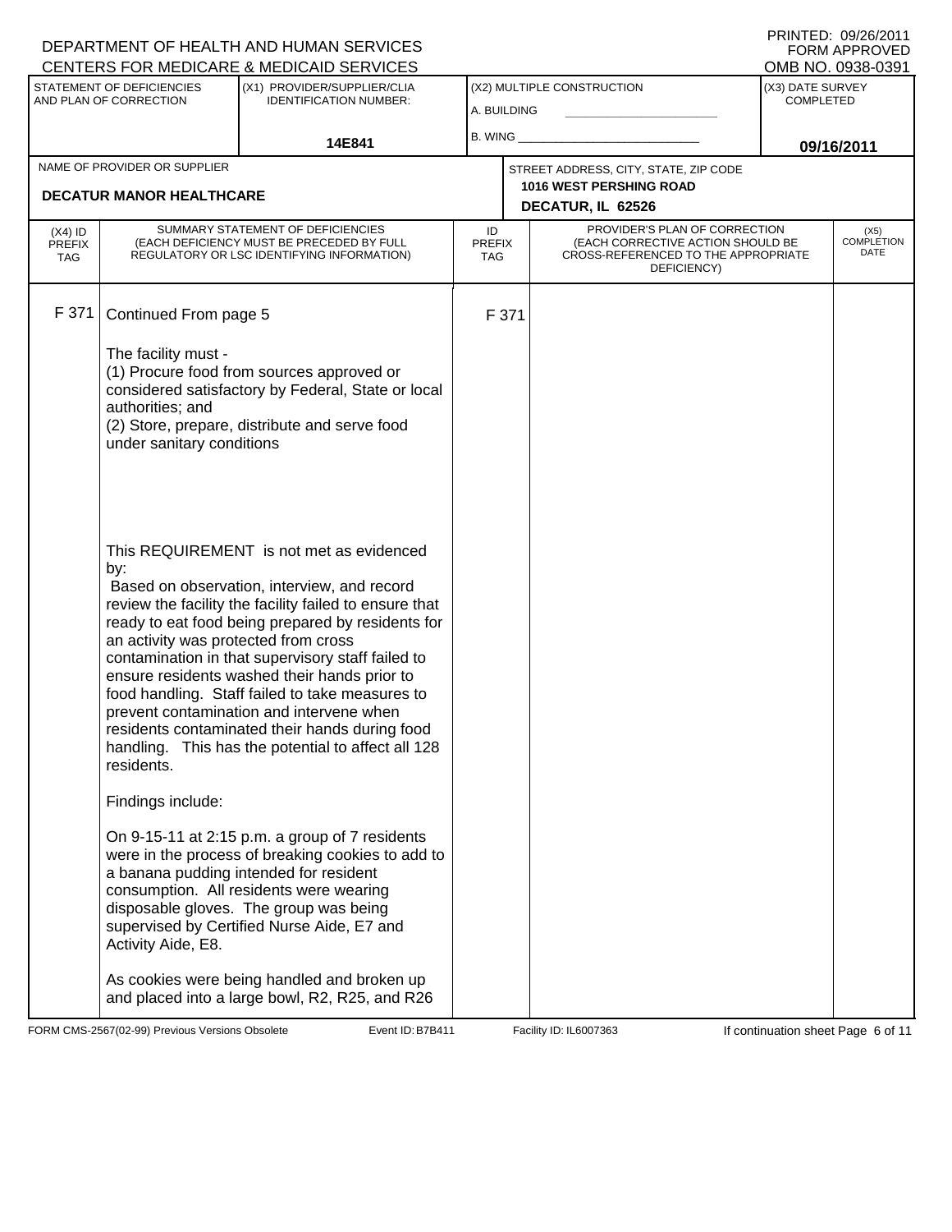DEPARTMENT OF HEALTH AND HUMAN SERVICES
CENTERS FOR MEDICARE & MEDICAID SERVICES

PRINTED: 09/26/2011
FORM APPROVED
OMB NO. 0938-0391

| STATEMENT OF DEFICIENCIES AND PLAN OF CORRECTION | (X1) PROVIDER/SUPPLIER/CLIA IDENTIFICATION NUMBER: | (X2) MULTIPLE CONSTRUCTION | (X3) DATE SURVEY COMPLETED |
|---|---|---|---|
| | 14E841 | A. BUILDING ______ B. WING ______ | 09/16/2011 |

| NAME OF PROVIDER OR SUPPLIER | STREET ADDRESS, CITY, STATE, ZIP CODE |
|---|---|
| DECATUR MANOR HEALTHCARE | 1016 WEST PERSHING ROAD DECATUR, IL 62526 |

| (X4) ID PREFIX TAG | SUMMARY STATEMENT OF DEFICIENCIES (EACH DEFICIENCY MUST BE PRECEDED BY FULL REGULATORY OR LSC IDENTIFYING INFORMATION) | ID PREFIX TAG | PROVIDER'S PLAN OF CORRECTION (EACH CORRECTIVE ACTION SHOULD BE CROSS-REFERENCED TO THE APPROPRIATE DEFICIENCY) | (X5) COMPLETION DATE |
|---|---|---|---|---|
| F 371 | Continued From page 5 | F 371 | | |

The facility must -
(1) Procure food from sources approved or considered satisfactory by Federal, State or local authorities; and
(2) Store, prepare, distribute and serve food under sanitary conditions

This REQUIREMENT is not met as evidenced by:
Based on observation, interview, and record review the facility the facility failed to ensure that ready to eat food being prepared by residents for an activity was protected from cross contamination in that supervisory staff failed to ensure residents washed their hands prior to food handling. Staff failed to take measures to prevent contamination and intervene when residents contaminated their hands during food handling. This has the potential to affect all 128 residents.

Findings include:

On 9-15-11 at 2:15 p.m. a group of 7 residents were in the process of breaking cookies to add to a banana pudding intended for resident consumption. All residents were wearing disposable gloves. The group was being supervised by Certified Nurse Aide, E7 and Activity Aide, E8.

As cookies were being handled and broken up and placed into a large bowl, R2, R25, and R26

FORM CMS-2567(02-99) Previous Versions Obsolete Event ID: B7B411 Facility ID: IL6007363 If continuation sheet Page 6 of 11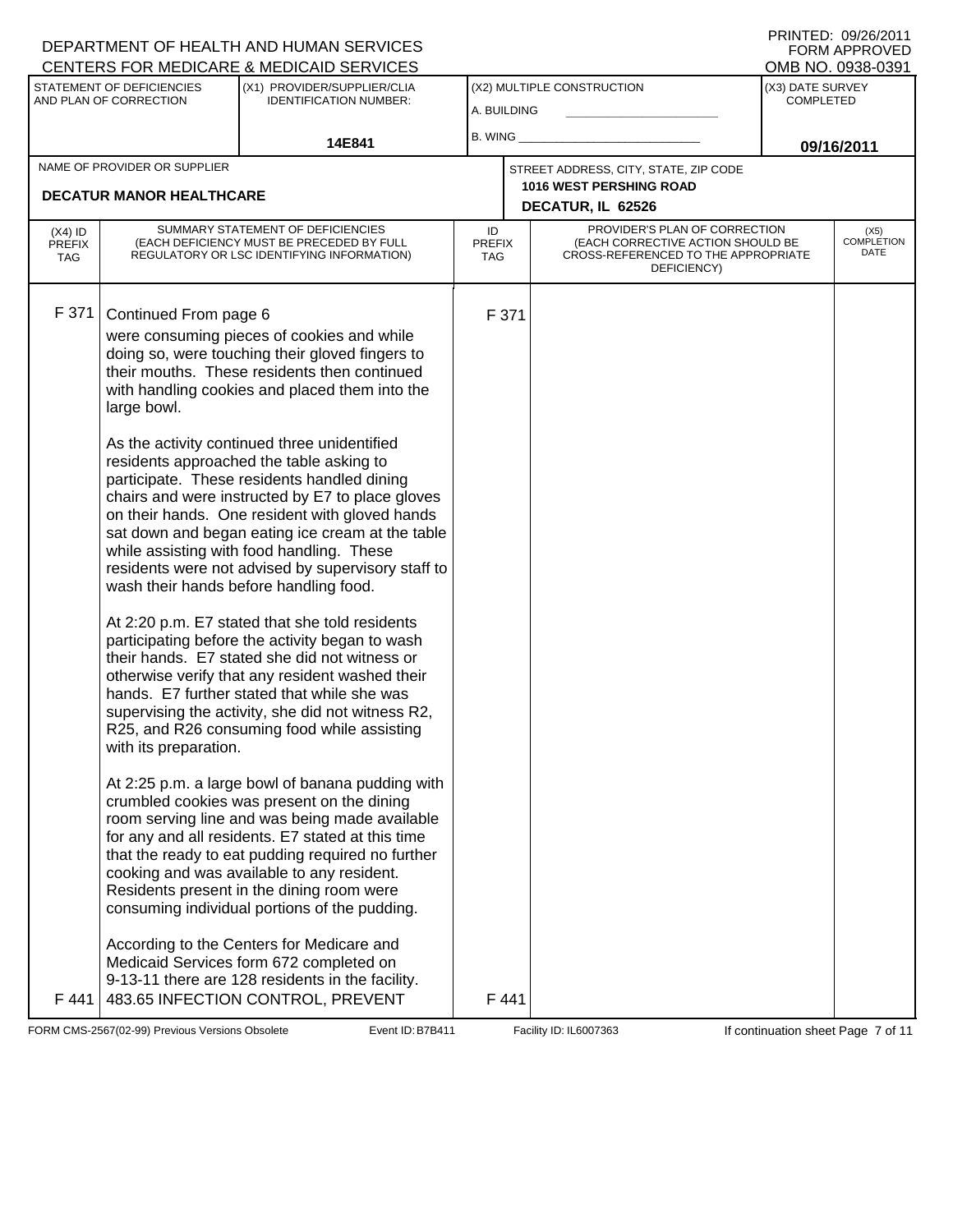DEPARTMENT OF HEALTH AND HUMAN SERVICES
CENTERS FOR MEDICARE & MEDICAID SERVICES

PRINTED: 09/26/2011
FORM APPROVED
OMB NO. 0938-0391

| STATEMENT OF DEFICIENCIES AND PLAN OF CORRECTION | (X1) PROVIDER/SUPPLIER/CLIA IDENTIFICATION NUMBER: | (X2) MULTIPLE CONSTRUCTION | (X3) DATE SURVEY COMPLETED |
|---|---|---|---|
| | 14E841 | A. BUILDING ___ B. WING ___ | 09/16/2011 |

| NAME OF PROVIDER OR SUPPLIER | STREET ADDRESS, CITY, STATE, ZIP CODE |
|---|---|
| DECATUR MANOR HEALTHCARE | 1016 WEST PERSHING ROAD DECATUR, IL 62526 |

| (X4) ID PREFIX TAG | SUMMARY STATEMENT OF DEFICIENCIES (EACH DEFICIENCY MUST BE PRECEDED BY FULL REGULATORY OR LSC IDENTIFYING INFORMATION) | ID PREFIX TAG | PROVIDER'S PLAN OF CORRECTION (EACH CORRECTIVE ACTION SHOULD BE CROSS-REFERENCED TO THE APPROPRIATE DEFICIENCY) | (X5) COMPLETION DATE |
|---|---|---|---|---|
| F 371 | Continued From page 6<br>were consuming pieces of cookies and while doing so, were touching their gloved fingers to their mouths. These residents then continued with handling cookies and placed them into the large bowl.<br><br>As the activity continued three unidentified residents approached the table asking to participate. These residents handled dining chairs and were instructed by E7 to place gloves on their hands. One resident with gloved hands sat down and began eating ice cream at the table while assisting with food handling. These residents were not advised by supervisory staff to wash their hands before handling food.<br><br>At 2:20 p.m. E7 stated that she told residents participating before the activity began to wash their hands. E7 stated she did not witness or otherwise verify that any resident washed their hands. E7 further stated that while she was supervising the activity, she did not witness R2, R25, and R26 consuming food while assisting with its preparation.<br><br>At 2:25 p.m. a large bowl of banana pudding with crumbled cookies was present on the dining room serving line and was being made available for any and all residents. E7 stated at this time that the ready to eat pudding required no further cooking and was available to any resident. Residents present in the dining room were consuming individual portions of the pudding.<br><br>According to the Centers for Medicare and Medicaid Services form 672 completed on 9-13-11 there are 128 residents in the facility. | F 371 | | |
| F 441 | 483.65 INFECTION CONTROL, PREVENT | F 441 | | |

FORM CMS-2567(02-99) Previous Versions Obsolete Event ID: B7B411 Facility ID: IL6007363 If continuation sheet Page 7 of 11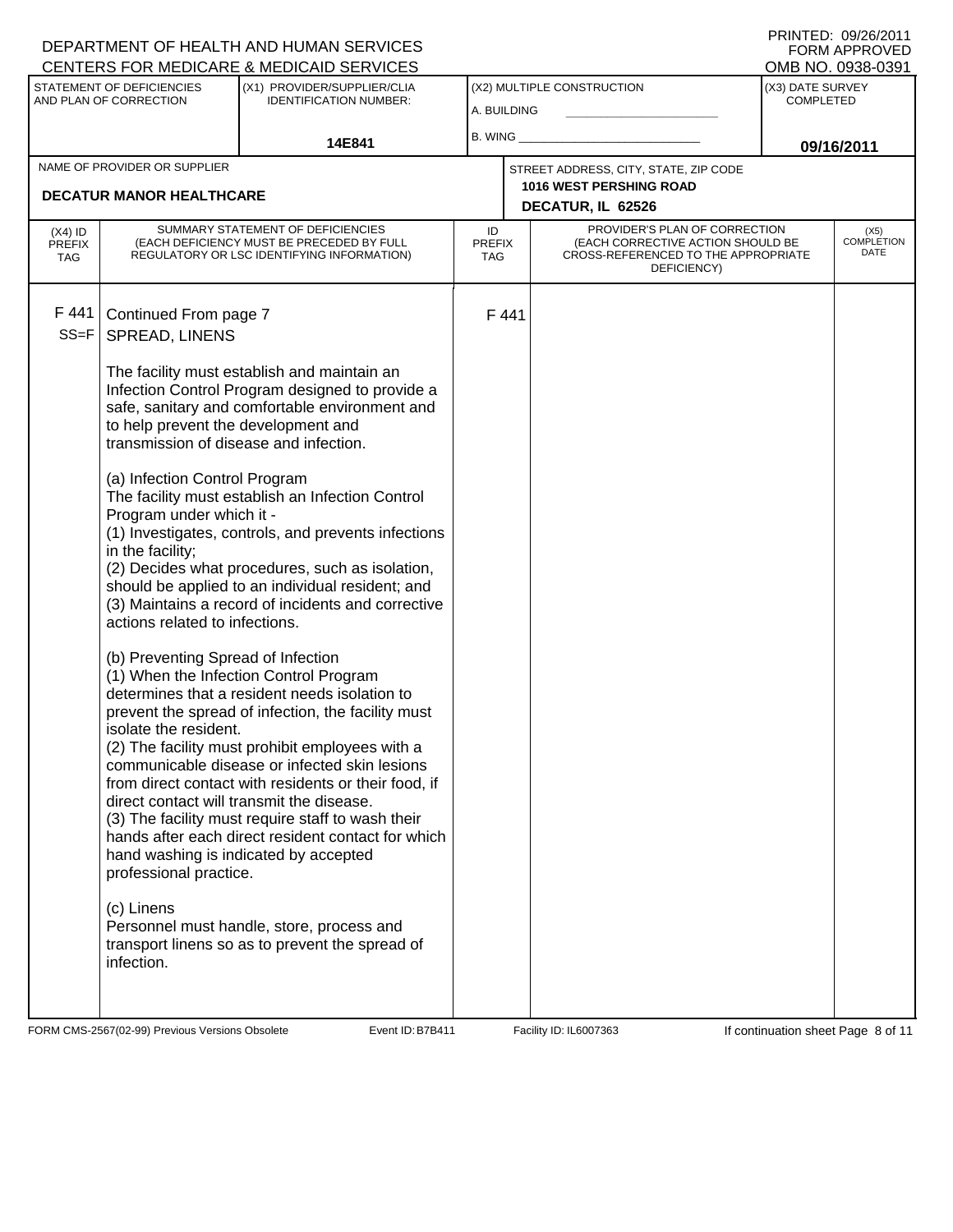DEPARTMENT OF HEALTH AND HUMAN SERVICES
CENTERS FOR MEDICARE & MEDICAID SERVICES

PRINTED: 09/26/2011
FORM APPROVED
OMB NO. 0938-0391

| STATEMENT OF DEFICIENCIES AND PLAN OF CORRECTION | (X1) PROVIDER/SUPPLIER/CLIA IDENTIFICATION NUMBER: | (X2) MULTIPLE CONSTRUCTION | (X3) DATE SURVEY COMPLETED |
|---|---|---|---|
| | 14E841 | A. BUILDING ___ B. WING ___ | 09/16/2011 |

NAME OF PROVIDER OR SUPPLIER: **DECATUR MANOR HEALTHCARE**

STREET ADDRESS, CITY, STATE, ZIP CODE: **1016 WEST PERSHING ROAD, DECATUR, IL 62526**

| (X4) ID PREFIX TAG | SUMMARY STATEMENT OF DEFICIENCIES (EACH DEFICIENCY MUST BE PRECEDED BY FULL REGULATORY OR LSC IDENTIFYING INFORMATION) | ID PREFIX TAG | PROVIDER'S PLAN OF CORRECTION (EACH CORRECTIVE ACTION SHOULD BE CROSS-REFERENCED TO THE APPROPRIATE DEFICIENCY) | (X5) COMPLETION DATE |
|---|---|---|---|---|
| F 441 SS=F | Continued From page 7<br>SPREAD, LINENS<br><br>The facility must establish and maintain an Infection Control Program designed to provide a safe, sanitary and comfortable environment and to help prevent the development and transmission of disease and infection.<br><br>(a) Infection Control Program<br>The facility must establish an Infection Control Program under which it -<br>(1) Investigates, controls, and prevents infections in the facility;<br>(2) Decides what procedures, such as isolation, should be applied to an individual resident; and<br>(3) Maintains a record of incidents and corrective actions related to infections.<br><br>(b) Preventing Spread of Infection<br>(1) When the Infection Control Program determines that a resident needs isolation to prevent the spread of infection, the facility must isolate the resident.<br>(2) The facility must prohibit employees with a communicable disease or infected skin lesions from direct contact with residents or their food, if direct contact will transmit the disease.<br>(3) The facility must require staff to wash their hands after each direct resident contact for which hand washing is indicated by accepted professional practice.<br><br>(c) Linens<br>Personnel must handle, store, process and transport linens so as to prevent the spread of infection. | F 441 | | |

FORM CMS-2567(02-99) Previous Versions Obsolete Event ID: B7B411 Facility ID: IL6007363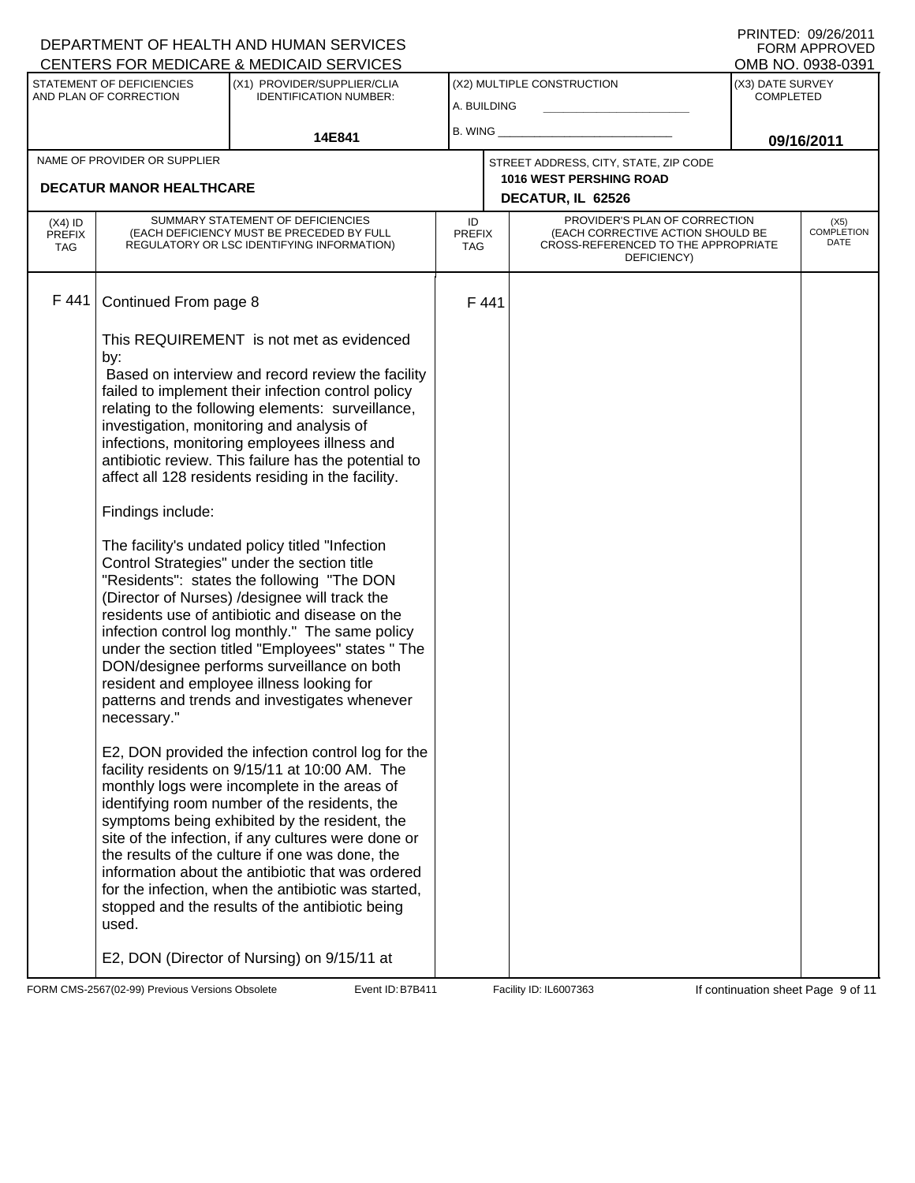DEPARTMENT OF HEALTH AND HUMAN SERVICES
CENTERS FOR MEDICARE & MEDICAID SERVICES

PRINTED: 09/26/2011
FORM APPROVED
OMB NO. 0938-0391

| STATEMENT OF DEFICIENCIES AND PLAN OF CORRECTION | (X1) PROVIDER/SUPPLIER/CLIA IDENTIFICATION NUMBER: | (X2) MULTIPLE CONSTRUCTION | (X3) DATE SURVEY COMPLETED |
|---|---|---|---|
| | 14E841 | A. BUILDING ______ B. WING ______ | 09/16/2011 |

| NAME OF PROVIDER OR SUPPLIER | STREET ADDRESS, CITY, STATE, ZIP CODE |
|---|---|
| DECATUR MANOR HEALTHCARE | 1016 WEST PERSHING ROAD DECATUR, IL 62526 |

| (X4) ID PREFIX TAG | SUMMARY STATEMENT OF DEFICIENCIES (EACH DEFICIENCY MUST BE PRECEDED BY FULL REGULATORY OR LSC IDENTIFYING INFORMATION) | ID PREFIX TAG | PROVIDER'S PLAN OF CORRECTION (EACH CORRECTIVE ACTION SHOULD BE CROSS-REFERENCED TO THE APPROPRIATE DEFICIENCY) | (X5) COMPLETION DATE |
|---|---|---|---|---|
| F 441 | Continued From page 8 | F 441 | | |

This REQUIREMENT is not met as evidenced by:

Based on interview and record review the facility failed to implement their infection control policy relating to the following elements: surveillance, investigation, monitoring and analysis of infections, monitoring employees illness and antibiotic review. This failure has the potential to affect all 128 residents residing in the facility.

Findings include:

The facility's undated policy titled "Infection Control Strategies" under the section title "Residents": states the following "The DON (Director of Nurses) /designee will track the residents use of antibiotic and disease on the infection control log monthly." The same policy under the section titled "Employees" states " The DON/designee performs surveillance on both resident and employee illness looking for patterns and trends and investigates whenever necessary."

E2, DON provided the infection control log for the facility residents on 9/15/11 at 10:00 AM. The monthly logs were incomplete in the areas of identifying room number of the residents, the symptoms being exhibited by the resident, the site of the infection, if any cultures were done or the results of the culture if one was done, the information about the antibiotic that was ordered for the infection, when the antibiotic was started, stopped and the results of the antibiotic being used.

E2, DON (Director of Nursing) on 9/15/11 at

FORM CMS-2567(02-99) Previous Versions Obsolete Event ID: B7B411 Facility ID: IL6007363 If continuation sheet Page 9 of 11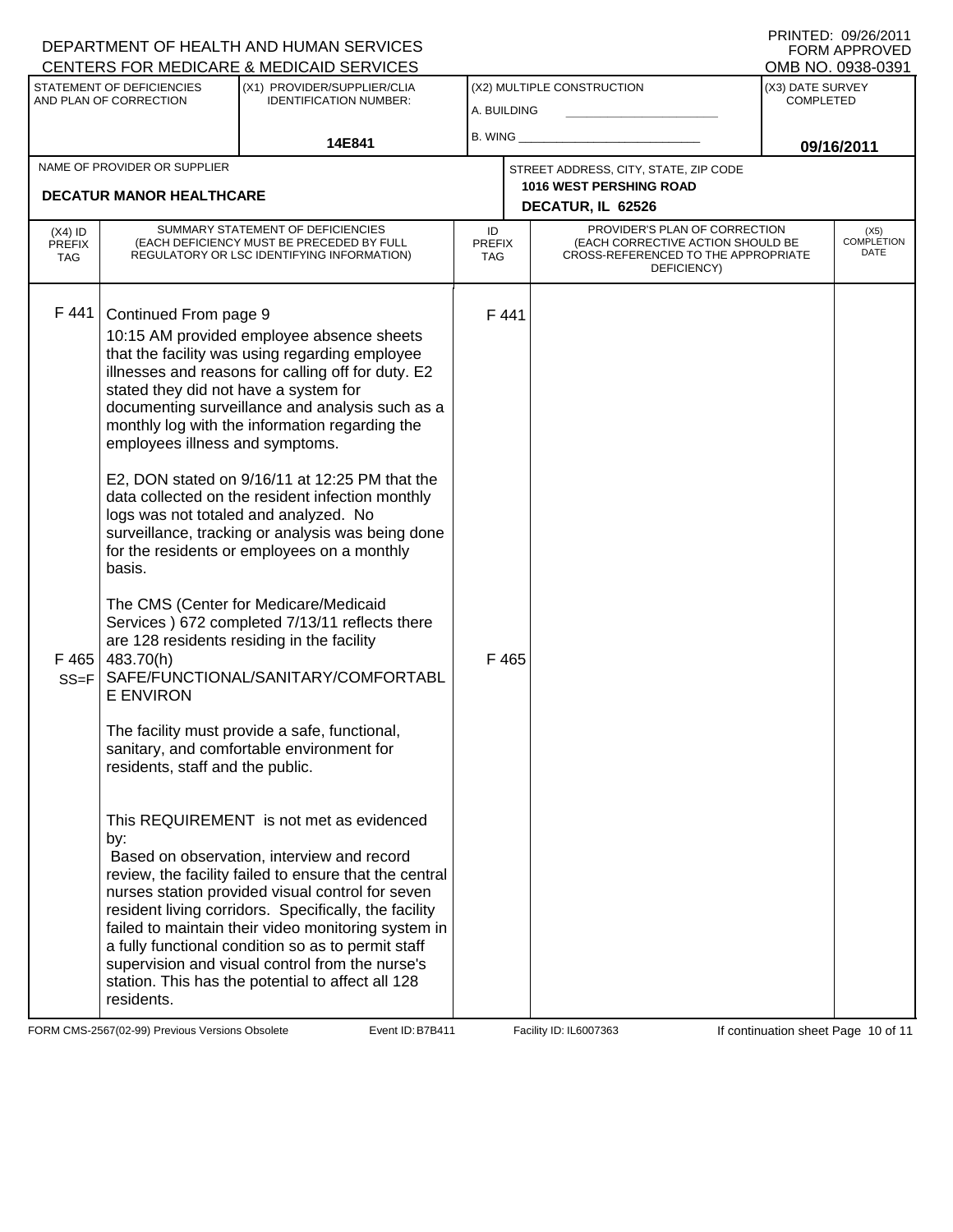DEPARTMENT OF HEALTH AND HUMAN SERVICES
CENTERS FOR MEDICARE & MEDICAID SERVICES

PRINTED: 09/26/2011
FORM APPROVED
OMB NO. 0938-0391

| STATEMENT OF DEFICIENCIES AND PLAN OF CORRECTION | (X1) PROVIDER/SUPPLIER/CLIA IDENTIFICATION NUMBER: | (X2) MULTIPLE CONSTRUCTION | (X3) DATE SURVEY COMPLETED |
|---|---|---|---|
| | 14E841 | A. BUILDING ___ B. WING ___ | 09/16/2011 |

| NAME OF PROVIDER OR SUPPLIER | STREET ADDRESS, CITY, STATE, ZIP CODE |
|---|---|
| DECATUR MANOR HEALTHCARE | 1016 WEST PERSHING ROAD DECATUR, IL 62526 |

| (X4) ID PREFIX TAG | SUMMARY STATEMENT OF DEFICIENCIES (EACH DEFICIENCY MUST BE PRECEDED BY FULL REGULATORY OR LSC IDENTIFYING INFORMATION) | ID PREFIX TAG | PROVIDER'S PLAN OF CORRECTION (EACH CORRECTIVE ACTION SHOULD BE CROSS-REFERENCED TO THE APPROPRIATE DEFICIENCY) | (X5) COMPLETION DATE |
|---|---|---|---|---|
| F 441 | Continued From page 9<br>10:15 AM provided employee absence sheets that the facility was using regarding employee illnesses and reasons for calling off for duty. E2 stated they did not have a system for documenting surveillance and analysis such as a monthly log with the information regarding the employees illness and symptoms.<br><br>E2, DON stated on 9/16/11 at 12:25 PM that the data collected on the resident infection monthly logs was not totaled and analyzed. No surveillance, tracking or analysis was being done for the residents or employees on a monthly basis.<br><br>The CMS (Center for Medicare/Medicaid Services ) 672 completed 7/13/11 reflects there are 128 residents residing in the facility | F 441 | | |
| F 465 SS=F | 483.70(h)<br>SAFE/FUNCTIONAL/SANITARY/COMFORTABLE ENVIRON<br><br>The facility must provide a safe, functional, sanitary, and comfortable environment for residents, staff and the public.<br><br>This REQUIREMENT is not met as evidenced by:<br>Based on observation, interview and record review, the facility failed to ensure that the central nurses station provided visual control for seven resident living corridors. Specifically, the facility failed to maintain their video monitoring system in a fully functional condition so as to permit staff supervision and visual control from the nurse's station. This has the potential to affect all 128 residents. | F 465 | | |

FORM CMS-2567(02-99) Previous Versions Obsolete    Event ID: B7B411    Facility ID: IL6007363    If continuation sheet Page 10 of 11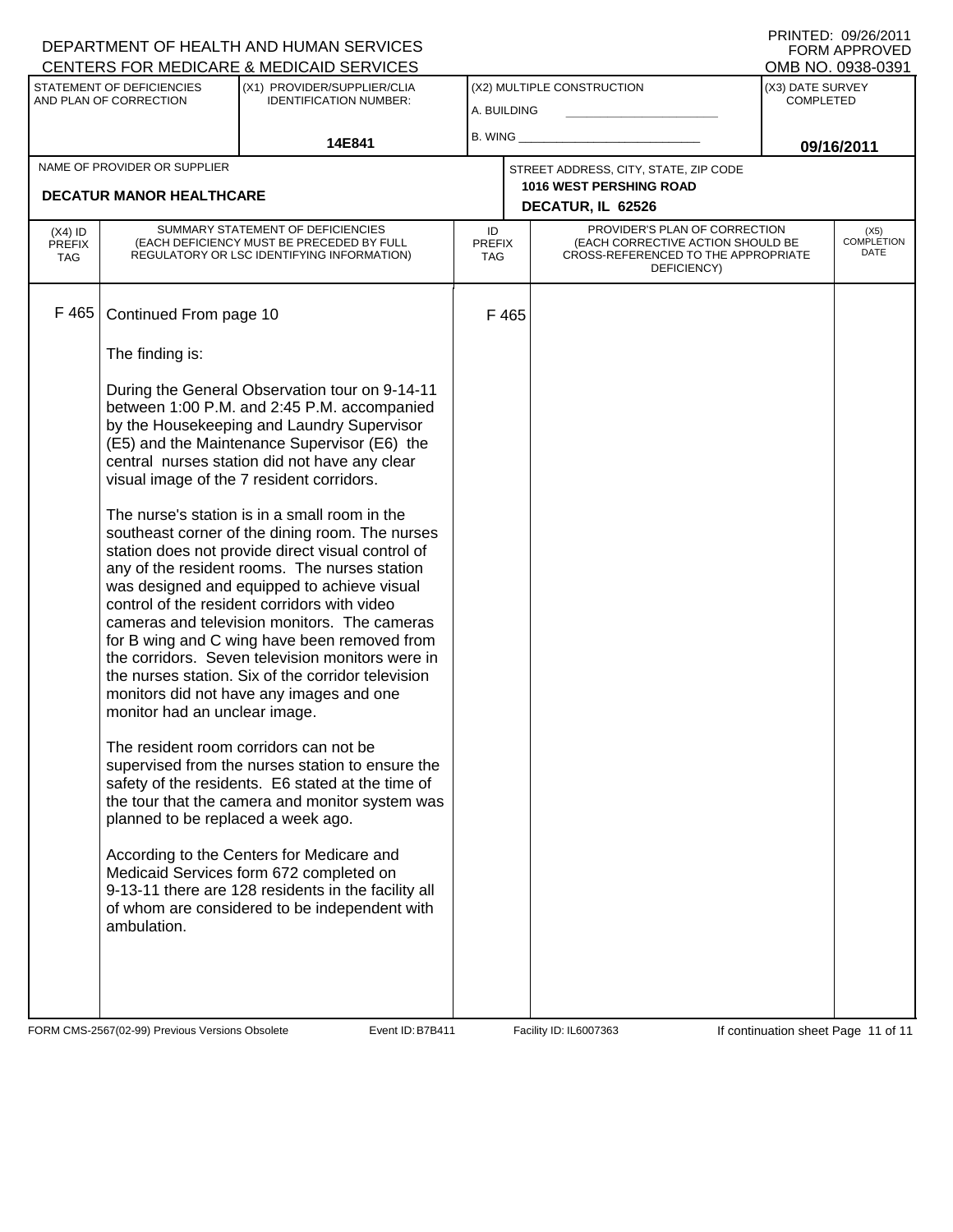DEPARTMENT OF HEALTH AND HUMAN SERVICES
CENTERS FOR MEDICARE & MEDICAID SERVICES

PRINTED: 09/26/2011
FORM APPROVED
OMB NO. 0938-0391

| STATEMENT OF DEFICIENCIES AND PLAN OF CORRECTION | (X1) PROVIDER/SUPPLIER/CLIA IDENTIFICATION NUMBER: | (X2) MULTIPLE CONSTRUCTION | (X3) DATE SURVEY COMPLETED |
|---|---|---|---|
| | 14E841 | A. BUILDING ______ B. WING ______ | 09/16/2011 |

| NAME OF PROVIDER OR SUPPLIER | STREET ADDRESS, CITY, STATE, ZIP CODE |
|---|---|
| DECATUR MANOR HEALTHCARE | 1016 WEST PERSHING ROAD DECATUR, IL 62526 |

| (X4) ID PREFIX TAG | SUMMARY STATEMENT OF DEFICIENCIES (EACH DEFICIENCY MUST BE PRECEDED BY FULL REGULATORY OR LSC IDENTIFYING INFORMATION) | ID PREFIX TAG | PROVIDER'S PLAN OF CORRECTION (EACH CORRECTIVE ACTION SHOULD BE CROSS-REFERENCED TO THE APPROPRIATE DEFICIENCY) | (X5) COMPLETION DATE |
|---|---|---|---|---|
| F 465 | Continued From page 10 | F 465 | | |

The finding is:

During the General Observation tour on 9-14-11 between 1:00 P.M. and 2:45 P.M. accompanied by the Housekeeping and Laundry Supervisor (E5) and the Maintenance Supervisor (E6) the central nurses station did not have any clear visual image of the 7 resident corridors.

The nurse's station is in a small room in the southeast corner of the dining room. The nurses station does not provide direct visual control of any of the resident rooms. The nurses station was designed and equipped to achieve visual control of the resident corridors with video cameras and television monitors. The cameras for B wing and C wing have been removed from the corridors. Seven television monitors were in the nurses station. Six of the corridor television monitors did not have any images and one monitor had an unclear image.

The resident room corridors can not be supervised from the nurses station to ensure the safety of the residents. E6 stated at the time of the tour that the camera and monitor system was planned to be replaced a week ago.

According to the Centers for Medicare and Medicaid Services form 672 completed on 9-13-11 there are 128 residents in the facility all of whom are considered to be independent with ambulation.

FORM CMS-2567(02-99) Previous Versions Obsolete  Event ID: B7B411  Facility ID: IL6007363